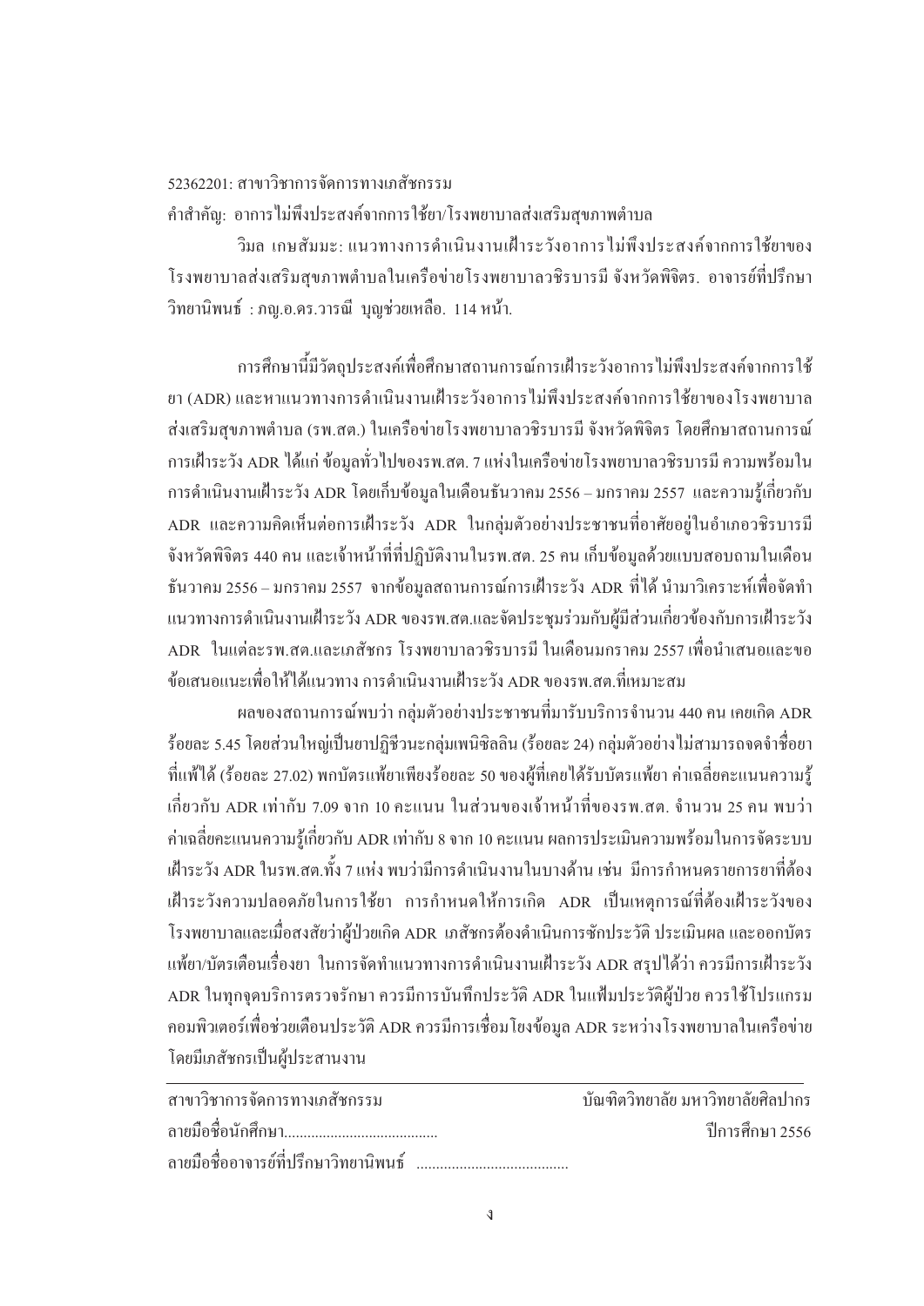52362201: สาขาวิชาการจัดการทางเภสัชกรรม

คำสำคัญ: อาการไม่พึงประสงค์จากการใช้ยา/โรงพยาบาลส่งเสริมสุขภาพตำบล

วิมล เกษสัมมะ: แนวทางการดำเนินงานเฝ้าระวังอาการไม่พึงประสงค์จากการใช้ยาของโรงพยาบาลส่งเสริมสุขภาพตำบลในเครือข่ายโรงพยาบาลวชิรบารมี จังหวัดพิจิตร. อาจารย์ที่ปรึกษาวิทยานิพนธ์ : ภญ.อ.ดร.วารณี บุญช่วยเหลือ. 114 หน้า.

การศึกษานี้มีวัตถุประสงค์เพื่อศึกษาสถานการณ์การเฝ้าระวังอาการไม่พึงประสงค์จากการใช้ยา (ADR) และหาแนวทางการดำเนินงานเฝ้าระวังอาการไม่พึงประสงค์จากการใช้ยาของโรงพยาบาลส่งเสริมสุขภาพตำบล (รพ.สต.) ในเครือข่ายโรงพยาบาลวชิรบารมี จังหวัดพิจิตร โดยศึกษาสถานการณ์การเฝ้าระวัง ADR ได้แก่ ข้อมูลทั่วไปของรพ.สต. 7 แห่งในเครือข่ายโรงพยาบาลวชิรบารมี ความพร้อมในการดำเนินงานเฝ้าระวัง ADR โดยเก็บข้อมูลในเดือนธันวาคม 2556 – มกราคม 2557 และความรู้เกี่ยวกับ ADR และความคิดเห็นต่อการเฝ้าระวัง ADR ในกลุ่มตัวอย่างประชาชนที่อาศัยอยู่ในอำเภอวชิรบารมี จังหวัดพิจิตร 440 คน และเจ้าหน้าที่ที่ปฏิบัติงานในรพ.สต. 25 คน เก็บข้อมูลด้วยแบบสอบถามในเดือนธันวาคม 2556 – มกราคม 2557 จากข้อมูลสถานการณ์การเฝ้าระวัง ADR ที่ได้ นำมาวิเคราะห์เพื่อจัดทำแนวทางการดำเนินงานเฝ้าระวัง ADR ของรพ.สต.และจัดประชุมร่วมกับผู้มีส่วนเกี่ยวข้องกับการเฝ้าระวัง ADR ในแต่ละรพ.สต.และเภสัชกร โรงพยาบาลวชิรบารมี ในเดือนมกราคม 2557 เพื่อนำเสนอและขอข้อเสนอแนะเพื่อให้ได้แนวทาง การดำเนินงานเฝ้าระวัง ADR ของรพ.สต.ที่เหมาะสม

ผลของสถานการณ์พบว่า กลุ่มตัวอย่างประชาชนที่มารับบริการจำนวน 440 คน เคยเกิด ADR ร้อยละ 5.45 โดยส่วนใหญ่เป็นยาปฏิชีวนะกลุ่มเพนิซิลลิน (ร้อยละ 24) กลุ่มตัวอย่างไม่สามารถจดจำชื่อยาที่แพ้ได้ (ร้อยละ 27.02) พกบัตรแพ้ยาเพียงร้อยละ 50 ของผู้ที่เคยได้รับบัตรแพ้ยา ค่าเฉลี่ยคะแนนความรู้เกี่ยวกับ ADR เท่ากับ 7.09 จาก 10 คะแนน ในส่วนของเจ้าหน้าที่ของรพ.สต. จำนวน 25 คน พบว่าค่าเฉลี่ยคะแนนความรู้เกี่ยวกับ ADR เท่ากับ 8 จาก 10 คะแนน ผลการประเมินความพร้อมในการจัดระบบเฝ้าระวัง ADR ในรพ.สต.ทั้ง 7 แห่ง พบว่ามีการดำเนินงานในบางด้าน เช่น มีการกำหนดรายการยาที่ต้องเฝ้าระวังความปลอดภัยในการใช้ยา การกำหนดให้การเกิด ADR เป็นเหตุการณ์ที่ต้องเฝ้าระวังของโรงพยาบาลและเมื่อสงสัยว่าผู้ป่วยเกิด ADR เภสัชกรต้องดำเนินการซักประวัติ ประเมินผล และออกบัตรแพ้ยา/บัตรเตือนเรื่องยา ในการจัดทำแนวทางการดำเนินงานเฝ้าระวัง ADR สรุปได้ว่า ควรมีการเฝ้าระวัง ADR ในทุกจุดบริการตรวจรักษา ควรมีการบันทึกประวัติ ADR ในแฟ้มประวัติผู้ป่วย ควรใช้โปรแกรมคอมพิวเตอร์เพื่อช่วยเตือนประวัติ ADR ควรมีการเชื่อมโยงข้อมูล ADR ระหว่างโรงพยาบาลในเครือข่ายโดยมีเภสัชกรเป็นผู้ประสานงาน

---

สาขาวิชาการจัดการทางเภสัชกรรม — บัณฑิตวิทยาลัย มหาวิทยาลัยศิลปากร

ลายมือชื่อนักศึกษา........................................ — ปีการศึกษา 2556

ลายมือชื่ออาจารย์ที่ปรึกษาวิทยานิพนธ์ ........................................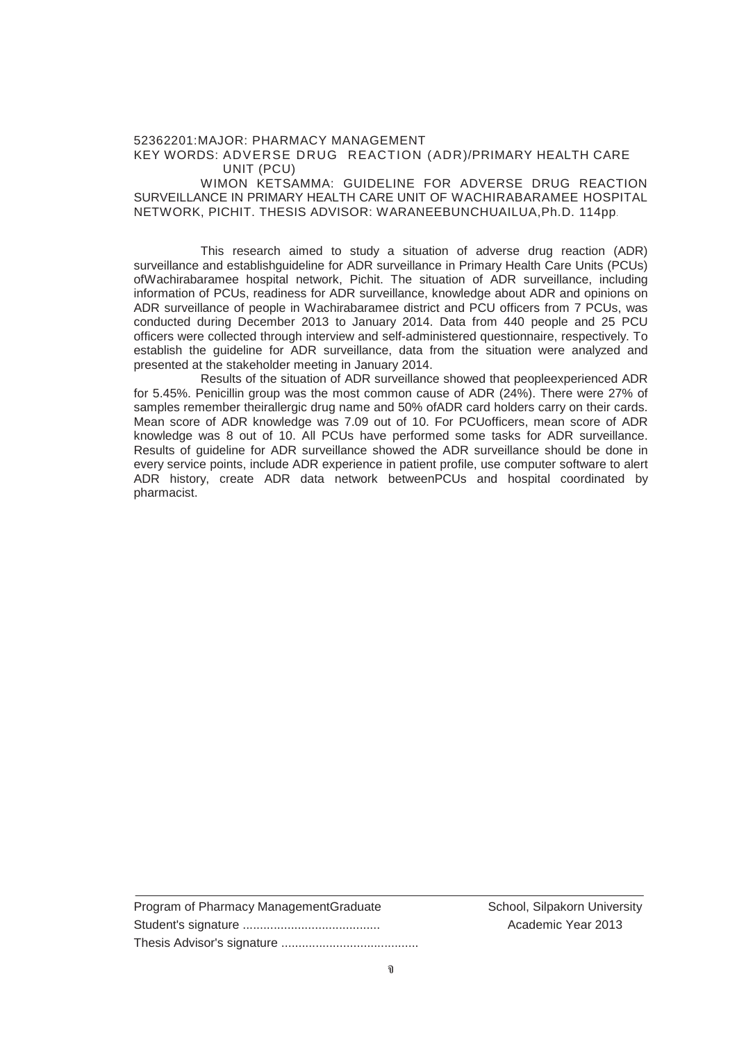52362201:MAJOR: PHARMACY MANAGEMENT

KEY WORDS: ADVERSE DRUG REACTION (ADR)/PRIMARY HEALTH CARE UNIT (PCU)

WIMON KETSAMMA: GUIDELINE FOR ADVERSE DRUG REACTION SURVEILLANCE IN PRIMARY HEALTH CARE UNIT OF WACHIRABARAMEE HOSPITAL NETWORK, PICHIT. THESIS ADVISOR: WARANEEBUNCHUAILUA,Ph.D. 114pp.

This research aimed to study a situation of adverse drug reaction (ADR) surveillance and establishguideline for ADR surveillance in Primary Health Care Units (PCUs) ofWachirabaramee hospital network, Pichit. The situation of ADR surveillance, including information of PCUs, readiness for ADR surveillance, knowledge about ADR and opinions on ADR surveillance of people in Wachirabaramee district and PCU officers from 7 PCUs, was conducted during December 2013 to January 2014. Data from 440 people and 25 PCU officers were collected through interview and self-administered questionnaire, respectively. To establish the guideline for ADR surveillance, data from the situation were analyzed and presented at the stakeholder meeting in January 2014.

Results of the situation of ADR surveillance showed that peopleexperienced ADR for 5.45%. Penicillin group was the most common cause of ADR (24%). There were 27% of samples remember theirallergic drug name and 50% ofADR card holders carry on their cards. Mean score of ADR knowledge was 7.09 out of 10. For PCUofficers, mean score of ADR knowledge was 8 out of 10. All PCUs have performed some tasks for ADR surveillance. Results of guideline for ADR surveillance showed the ADR surveillance should be done in every service points, include ADR experience in patient profile, use computer software to alert ADR history, create ADR data network betweenPCUs and hospital coordinated by pharmacist.

Program of Pharmacy ManagementGraduate School, Silpakorn University

Student's signature ........................................ Academic Year 2013

Thesis Advisor's signature ........................................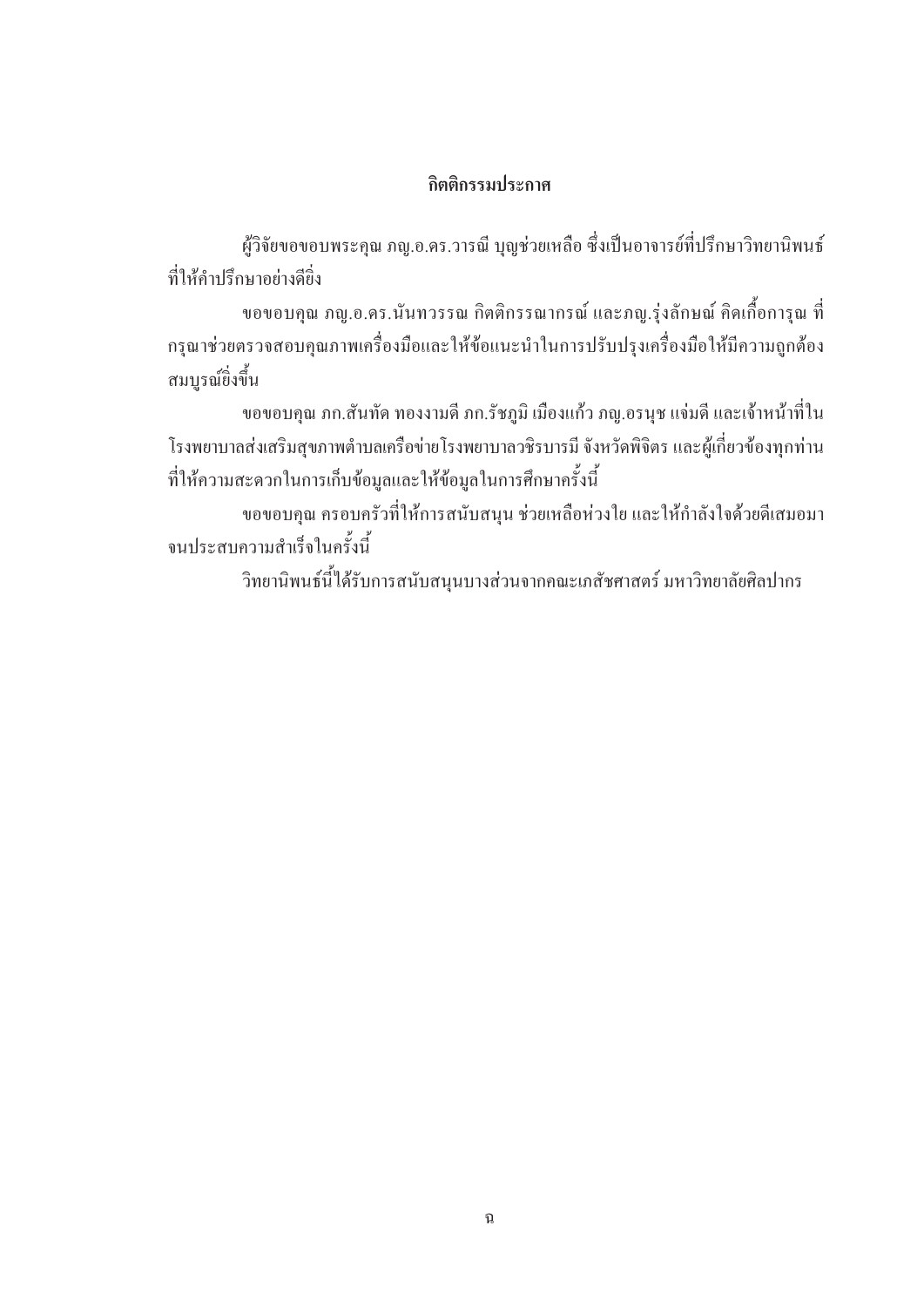# กิตติกรรมประกาศ

ผู้วิจัยขอขอบพระคุณ ภญ.อ.ดร.วารณี บุญช่วยเหลือ ซึ่งเป็นอาจารย์ที่ปรึกษาวิทยานิพนธ์ที่ให้คำปรึกษาอย่างดียิ่ง

ขอขอบคุณ ภญ.อ.ดร.นันทวรรณ กิตติกรรณากรณ์ และภญ.รุ่งลักษณ์ คิดเกื้อการุณ ที่กรุณาช่วยตรวจสอบคุณภาพเครื่องมือและให้ข้อแนะนำในการปรับปรุงเครื่องมือให้มีความถูกต้องสมบูรณ์ยิ่งขึ้น

ขอขอบคุณ ภก.สันทัด ทองงามดี ภก.รัชภูมิ เมืองแก้ว ภญ.อรนุช แจ่มดี และเจ้าหน้าที่ในโรงพยาบาลส่งเสริมสุขภาพตำบลเครือข่ายโรงพยาบาลวชิรบารมี จังหวัดพิจิตร และผู้เกี่ยวข้องทุกท่านที่ให้ความสะดวกในการเก็บข้อมูลและให้ข้อมูลในการศึกษาครั้งนี้

ขอขอบคุณ ครอบครัวที่ให้การสนับสนุน ช่วยเหลือห่วงใย และให้กำลังใจด้วยดีเสมอมาจนประสบความสำเร็จในครั้งนี้

วิทยานิพนธ์นี้ได้รับการสนับสนุนบางส่วนจากคณะเภสัชศาสตร์ มหาวิทยาลัยศิลปากร